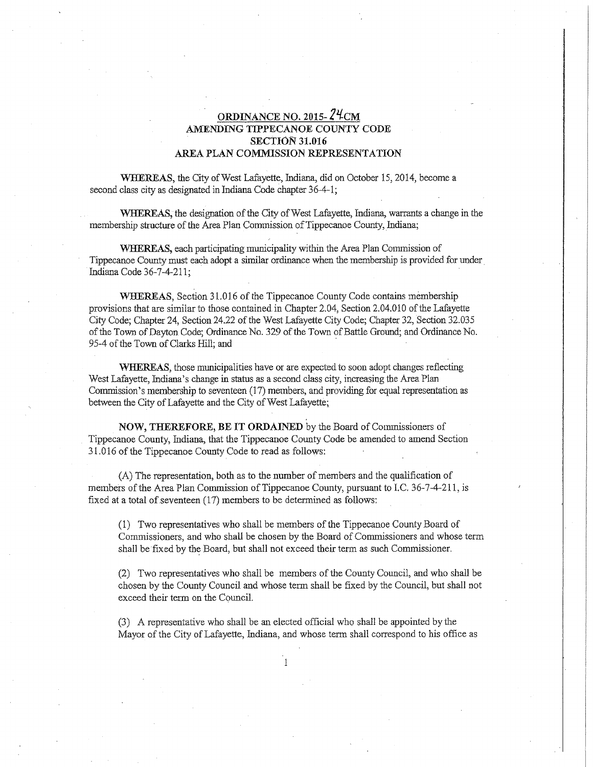# ORDINANCE NO. 2015- 24CM
## AMENDING TIPPECANOE COUNTY CODE
## SECTION 31.016
## AREA PLAN COMMISSION REPRESENTATION

**WHEREAS**, the City of West Lafayette, Indiana, did on October 15, 2014, become a second class city as designated in Indiana Code chapter 36-4-1;

**WHEREAS**, the designation of the City of West Lafayette, Indiana, warrants a change in the membership structure of the Area Plan Commission of Tippecanoe County, Indiana;

**WHEREAS**, each participating municipality within the Area Plan Commission of Tippecanoe County must each adopt a similar ordinance when the membership is provided for under Indiana Code 36-7-4-211;

**WHEREAS**, Section 31.016 of the Tippecanoe County Code contains membership provisions that are similar to those contained in Chapter 2.04, Section 2.04.010 of the Lafayette City Code; Chapter 24, Section 24.22 of the West Lafayette City Code; Chapter 32, Section 32.035 of the Town of Dayton Code; Ordinance No. 329 of the Town of Battle Ground; and Ordinance No. 95-4 of the Town of Clarks Hill; and

**WHEREAS**, those municipalities have or are expected to soon adopt changes reflecting West Lafayette, Indiana's change in status as a second class city, increasing the Area Plan Commission's membership to seventeen (17) members, and providing for equal representation as between the City of Lafayette and the City of West Lafayette;

**NOW, THEREFORE, BE IT ORDAINED** by the Board of Commissioners of Tippecanoe County, Indiana, that the Tippecanoe County Code be amended to amend Section 31.016 of the Tippecanoe County Code to read as follows:

(A) The representation, both as to the number of members and the qualification of members of the Area Plan Commission of Tippecanoe County, pursuant to I.C. 36-7-4-211, is fixed at a total of seventeen (17) members to be determined as follows:

(1) Two representatives who shall be members of the Tippecanoe County Board of Commissioners, and who shall be chosen by the Board of Commissioners and whose term shall be fixed by the Board, but shall not exceed their term as such Commissioner.

(2) Two representatives who shall be members of the County Council, and who shall be chosen by the County Council and whose term shall be fixed by the Council, but shall not exceed their term on the Council.

(3) A representative who shall be an elected official who shall be appointed by the Mayor of the City of Lafayette, Indiana, and whose term shall correspond to his office as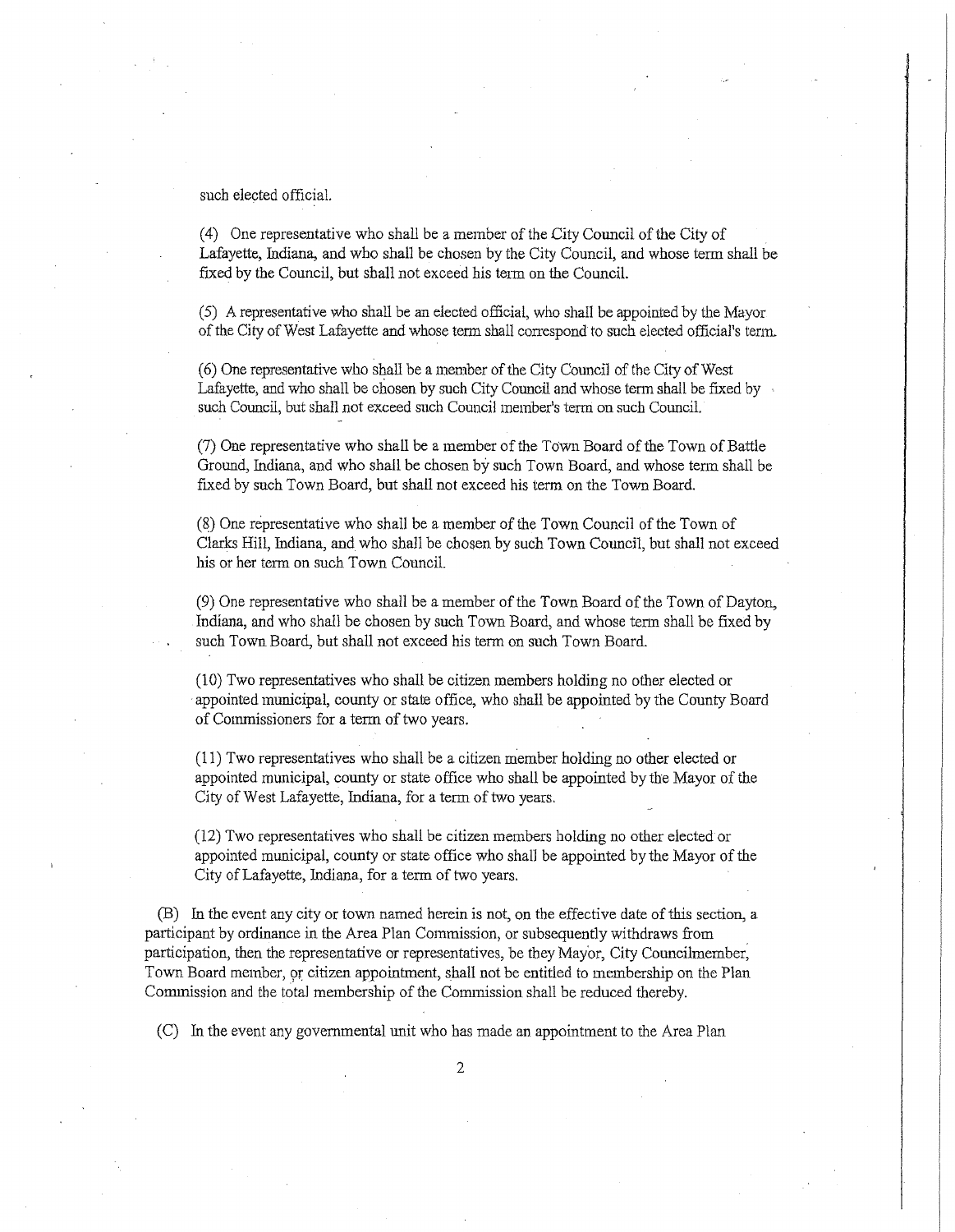such elected official.

(4) One representative who shall be a member of the City Council of the City of Lafayette, Indiana, and who shall be chosen by the City Council, and whose term shall be fixed by the Council, but shall not exceed his term on the Council.

(5) A representative who shall be an elected official, who shall be appointed by the Mayor of the City of West Lafayette and whose term shall correspond to such elected official's term.

(6) One representative who shall be a member of the City Council of the City of West Lafayette, and who shall be chosen by such City Council and whose term shall be fixed by such Council, but shall not exceed such Council member's term on such Council.

(7) One representative who shall be a member of the Town Board of the Town of Battle Ground, Indiana, and who shall be chosen by such Town Board, and whose term shall be fixed by such Town Board, but shall not exceed his term on the Town Board.

(8) One representative who shall be a member of the Town Council of the Town of Clarks Hill, Indiana, and who shall be chosen by such Town Council, but shall not exceed his or her term on such Town Council.

(9) One representative who shall be a member of the Town Board of the Town of Dayton, Indiana, and who shall be chosen by such Town Board, and whose term shall be fixed by such Town Board, but shall not exceed his term on such Town Board.

(10) Two representatives who shall be citizen members holding no other elected or appointed municipal, county or state office, who shall be appointed by the County Board of Commissioners for a term of two years.

(11) Two representatives who shall be a citizen member holding no other elected or appointed municipal, county or state office who shall be appointed by the Mayor of the City of West Lafayette, Indiana, for a term of two years.

(12) Two representatives who shall be citizen members holding no other elected or appointed municipal, county or state office who shall be appointed by the Mayor of the City of Lafayette, Indiana, for a term of two years.

(B) In the event any city or town named herein is not, on the effective date of this section, a participant by ordinance in the Area Plan Commission, or subsequently withdraws from participation, then the representative or representatives, be they Mayor, City Councilmember, Town Board member, or citizen appointment, shall not be entitled to membership on the Plan Commission and the total membership of the Commission shall be reduced thereby.

(C) In the event any governmental unit who has made an appointment to the Area Plan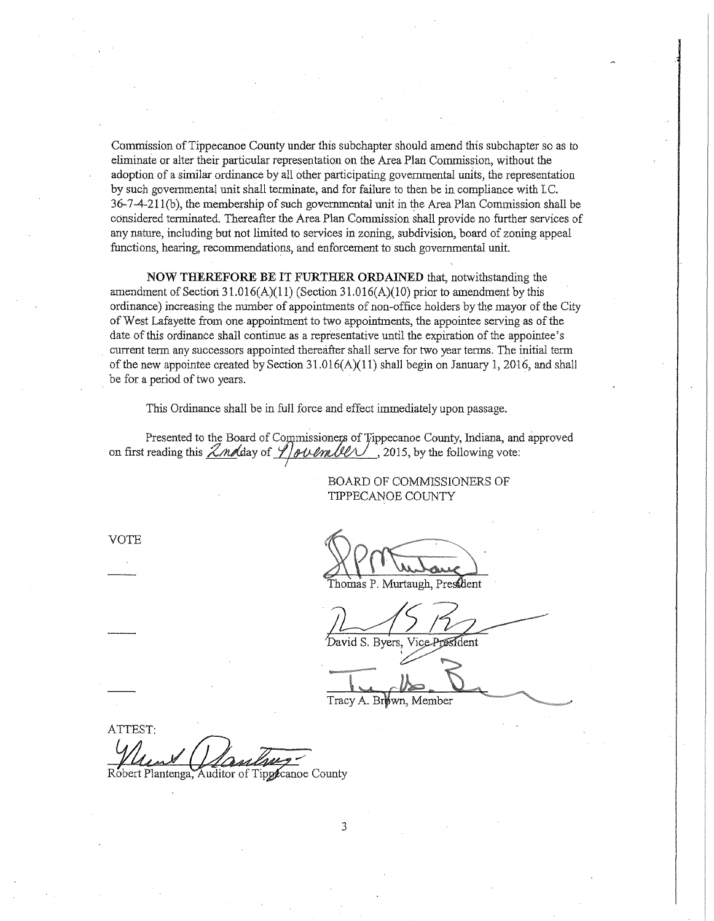Commission of Tippecanoe County under this subchapter should amend this subchapter so as to eliminate or alter their particular representation on the Area Plan Commission, without the adoption of a similar ordinance by all other participating governmental units, the representation by such governmental unit shall terminate, and for failure to then be in compliance with I.C. 36-7-4-211(b), the membership of such governmental unit in the Area Plan Commission shall be considered terminated. Thereafter the Area Plan Commission shall provide no further services of any nature, including but not limited to services in zoning, subdivision, board of zoning appeal functions, hearing, recommendations, and enforcement to such governmental unit.

**NOW THEREFORE BE IT FURTHER ORDAINED** that, notwithstanding the amendment of Section 31.016(A)(11) (Section 31.016(A)(10) prior to amendment by this ordinance) increasing the number of appointments of non-office holders by the mayor of the City of West Lafayette from one appointment to two appointments, the appointee serving as of the date of this ordinance shall continue as a representative until the expiration of the appointee's current term any successors appointed thereafter shall serve for two year terms. The initial term of the new appointee created by Section 31.016(A)(11) shall begin on January 1, 2016, and shall be for a period of two years.

This Ordinance shall be in full force and effect immediately upon passage.

Presented to the Board of Commissioners of Tippecanoe County, Indiana, and approved on first reading this 2nd day of November, 2015, by the following vote:

BOARD OF COMMISSIONERS OF TIPPECANOE COUNTY

VOTE

\_\_\_\_ Thomas P. Murtaugh, President

\_\_\_\_ David S. Byers, Vice President

\_\_\_\_ Tracy A. Brown, Member

ATTEST:

Robert Plantenga, Auditor of Tippecanoe County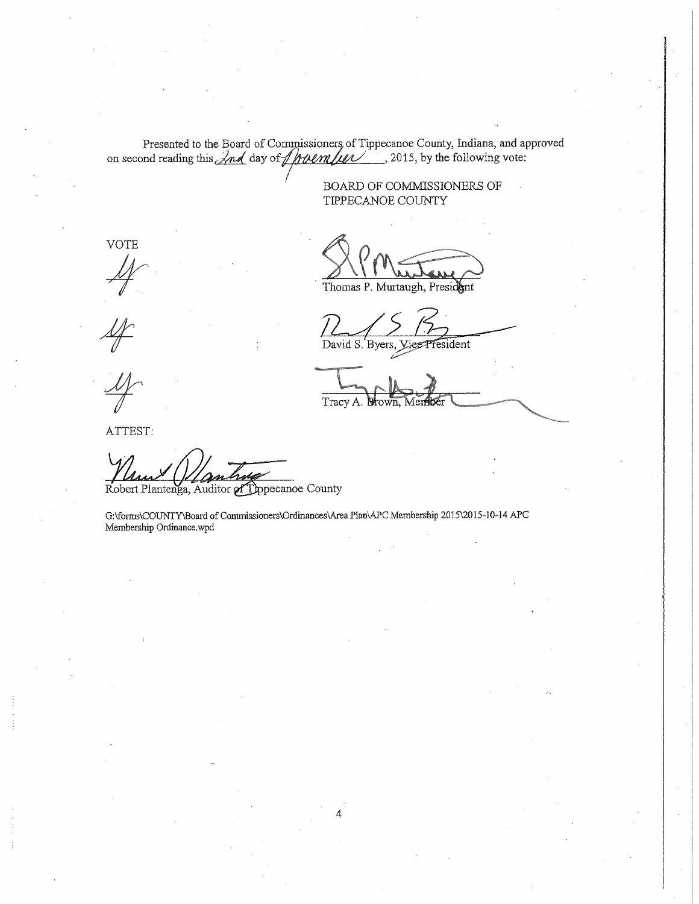Presented to the Board of Commissioners of Tippecanoe County, Indiana, and approved on second reading this 2nd day of November, 2015, by the following vote:

BOARD OF COMMISSIONERS OF
TIPPECANOE COUNTY

| VOTE | |
|---|---|
| Y | Thomas P. Murtaugh, President |
| Y | David S. Byers, Vice President |
| Y | Tracy A. Brown, Member |

ATTEST:

Robert Plantenga, Auditor of Tippecanoe County

G:\forms\COUNTY\Board of Commissioners\Ordinances\Area Plan\APC Membership 2015\2015-10-14 APC Membership Ordinance.wpd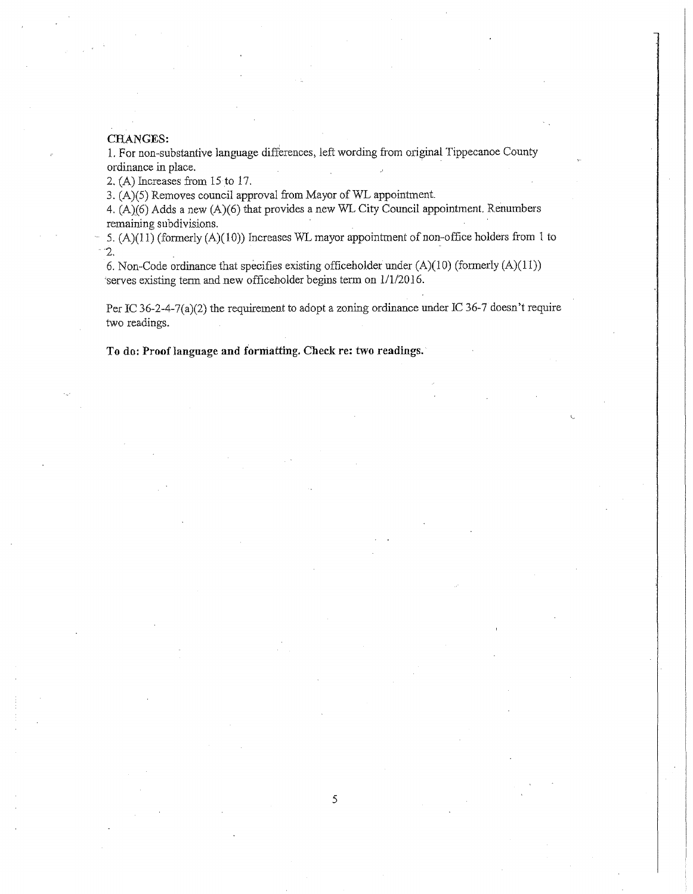**CHANGES:**

1. For non-substantive language differences, left wording from original Tippecanoe County ordinance in place.
2. (A) Increases from 15 to 17.
3. (A)(5) Removes council approval from Mayor of WL appointment.
4. (A)(6) Adds a new (A)(6) that provides a new WL City Council appointment. Renumbers remaining subdivisions.
5. (A)(11) (formerly (A)(10)) Increases WL mayor appointment of non-office holders from 1 to 2.
6. Non-Code ordinance that specifies existing officeholder under (A)(10) (formerly (A)(11)) serves existing term and new officeholder begins term on 1/1/2016.

Per IC 36-2-4-7(a)(2) the requirement to adopt a zoning ordinance under IC 36-7 doesn't require two readings.

**To do: Proof language and formatting. Check re: two readings.**